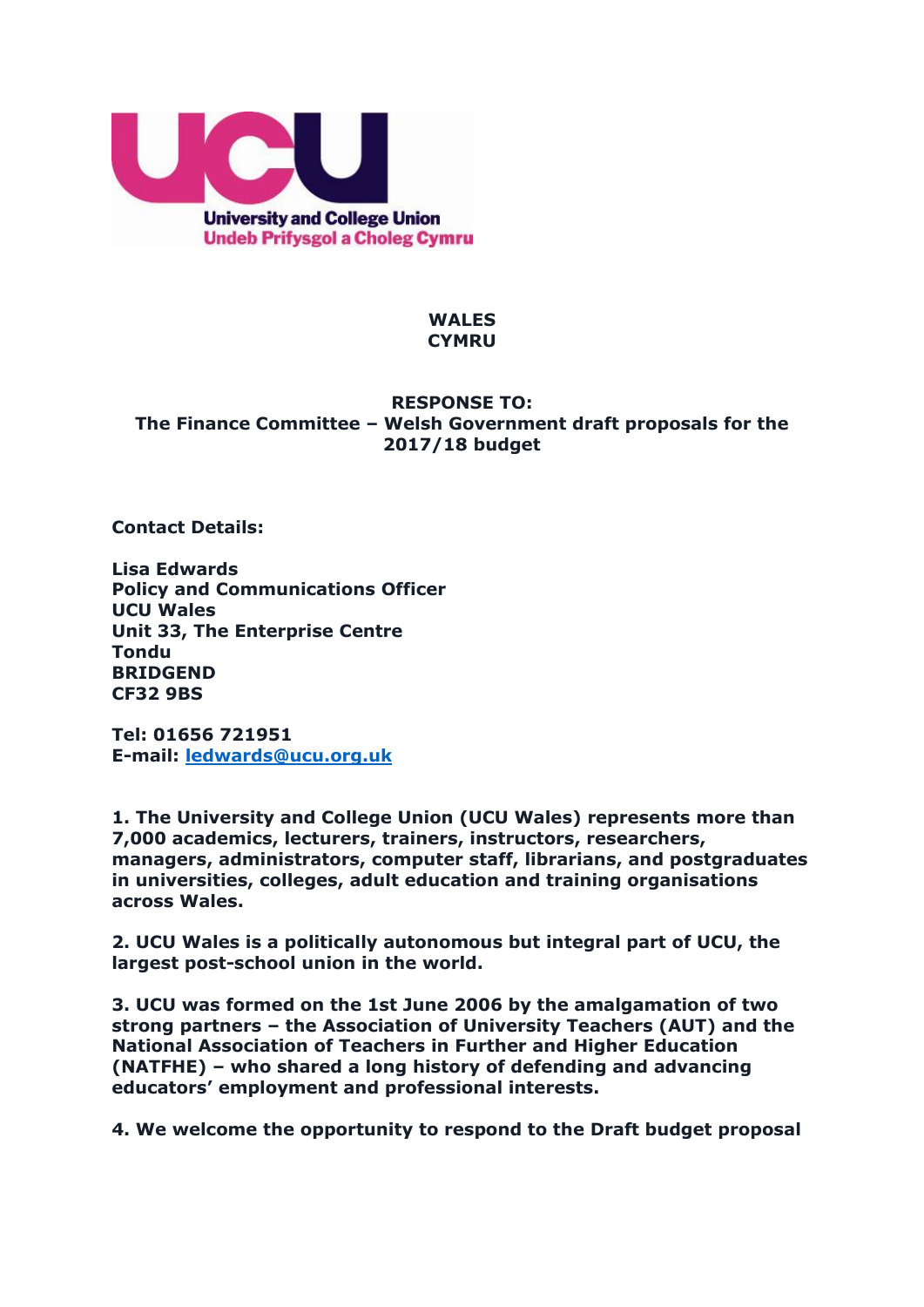**University and College Union**
**Undeb Prifysgol a Choleg Cymru**

**WALES**
**CYMRU**

**RESPONSE TO:**
**The Finance Committee – Welsh Government draft proposals for the 2017/18 budget**

**Contact Details:**

**Lisa Edwards**
**Policy and Communications Officer**
**UCU Wales**
**Unit 33, The Enterprise Centre**
**Tondu**
**BRIDGEND**
**CF32 9BS**

**Tel: 01656 721951**
**E-mail: [ledwards@ucu.org.uk](mailto:ledwards@ucu.org.uk)**

**1. The University and College Union (UCU Wales) represents more than 7,000 academics, lecturers, trainers, instructors, researchers, managers, administrators, computer staff, librarians, and postgraduates in universities, colleges, adult education and training organisations across Wales.**

**2. UCU Wales is a politically autonomous but integral part of UCU, the largest post-school union in the world.**

**3. UCU was formed on the 1st June 2006 by the amalgamation of two strong partners – the Association of University Teachers (AUT) and the National Association of Teachers in Further and Higher Education (NATFHE) – who shared a long history of defending and advancing educators' employment and professional interests.**

**4. We welcome the opportunity to respond to the Draft budget proposal**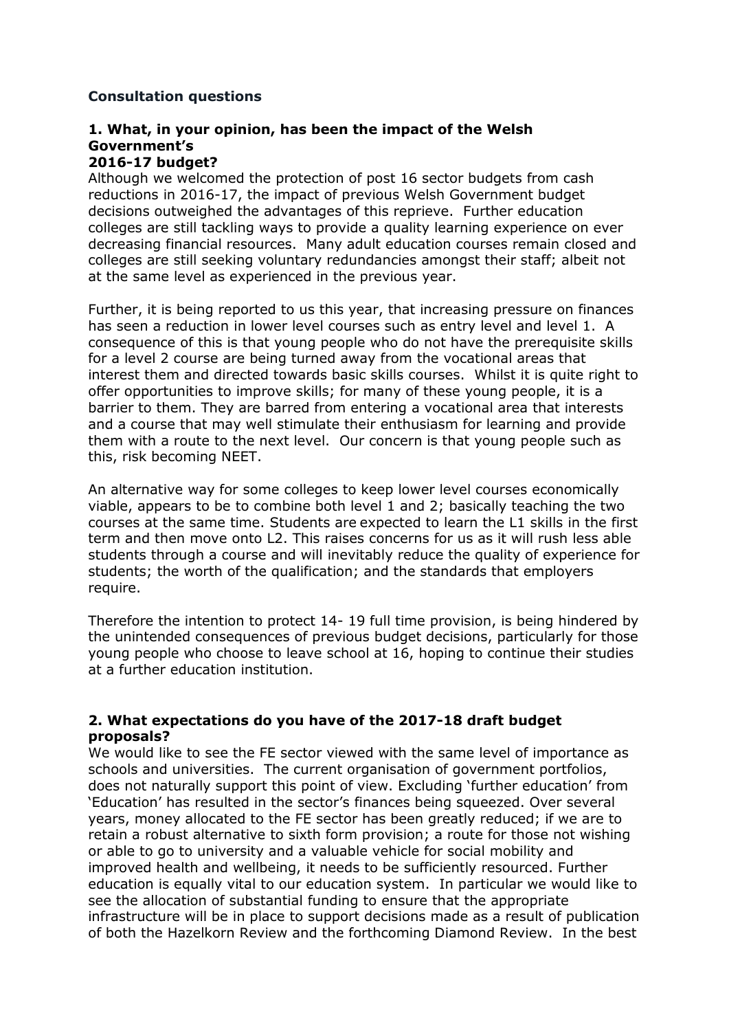## Consultation questions

### 1. What, in your opinion, has been the impact of the Welsh Government's 2016-17 budget?

Although we welcomed the protection of post 16 sector budgets from cash reductions in 2016-17, the impact of previous Welsh Government budget decisions outweighed the advantages of this reprieve. Further education colleges are still tackling ways to provide a quality learning experience on ever decreasing financial resources. Many adult education courses remain closed and colleges are still seeking voluntary redundancies amongst their staff; albeit not at the same level as experienced in the previous year.

Further, it is being reported to us this year, that increasing pressure on finances has seen a reduction in lower level courses such as entry level and level 1. A consequence of this is that young people who do not have the prerequisite skills for a level 2 course are being turned away from the vocational areas that interest them and directed towards basic skills courses. Whilst it is quite right to offer opportunities to improve skills; for many of these young people, it is a barrier to them. They are barred from entering a vocational area that interests and a course that may well stimulate their enthusiasm for learning and provide them with a route to the next level. Our concern is that young people such as this, risk becoming NEET.

An alternative way for some colleges to keep lower level courses economically viable, appears to be to combine both level 1 and 2; basically teaching the two courses at the same time. Students are expected to learn the L1 skills in the first term and then move onto L2. This raises concerns for us as it will rush less able students through a course and will inevitably reduce the quality of experience for students; the worth of the qualification; and the standards that employers require.

Therefore the intention to protect 14- 19 full time provision, is being hindered by the unintended consequences of previous budget decisions, particularly for those young people who choose to leave school at 16, hoping to continue their studies at a further education institution.

### 2. What expectations do you have of the 2017-18 draft budget proposals?

We would like to see the FE sector viewed with the same level of importance as schools and universities. The current organisation of government portfolios, does not naturally support this point of view. Excluding 'further education' from 'Education' has resulted in the sector's finances being squeezed. Over several years, money allocated to the FE sector has been greatly reduced; if we are to retain a robust alternative to sixth form provision; a route for those not wishing or able to go to university and a valuable vehicle for social mobility and improved health and wellbeing, it needs to be sufficiently resourced. Further education is equally vital to our education system. In particular we would like to see the allocation of substantial funding to ensure that the appropriate infrastructure will be in place to support decisions made as a result of publication of both the Hazelkorn Review and the forthcoming Diamond Review. In the best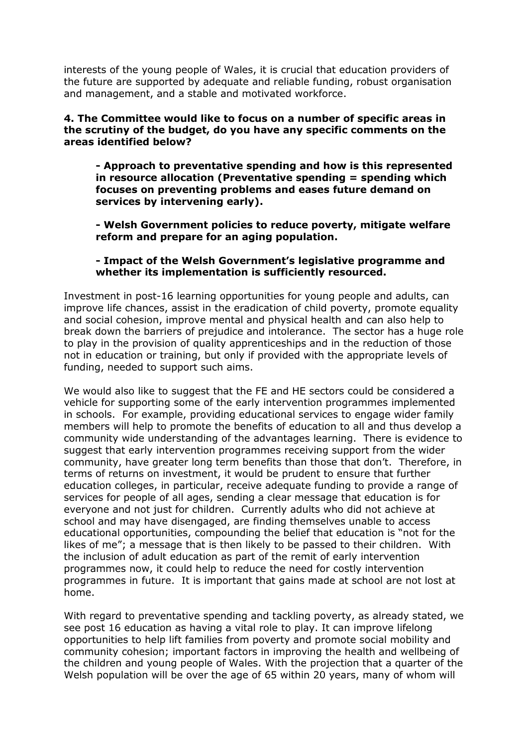interests of the young people of Wales, it is crucial that education providers of the future are supported by adequate and reliable funding, robust organisation and management, and a stable and motivated workforce.

**4. The Committee would like to focus on a number of specific areas in the scrutiny of the budget, do you have any specific comments on the areas identified below?**

> **- Approach to preventative spending and how is this represented in resource allocation (Preventative spending = spending which focuses on preventing problems and eases future demand on services by intervening early).**
>
> **- Welsh Government policies to reduce poverty, mitigate welfare reform and prepare for an aging population.**
>
> **- Impact of the Welsh Government's legislative programme and whether its implementation is sufficiently resourced.**

Investment in post-16 learning opportunities for young people and adults, can improve life chances, assist in the eradication of child poverty, promote equality and social cohesion, improve mental and physical health and can also help to break down the barriers of prejudice and intolerance. The sector has a huge role to play in the provision of quality apprenticeships and in the reduction of those not in education or training, but only if provided with the appropriate levels of funding, needed to support such aims.

We would also like to suggest that the FE and HE sectors could be considered a vehicle for supporting some of the early intervention programmes implemented in schools. For example, providing educational services to engage wider family members will help to promote the benefits of education to all and thus develop a community wide understanding of the advantages learning. There is evidence to suggest that early intervention programmes receiving support from the wider community, have greater long term benefits than those that don't. Therefore, in terms of returns on investment, it would be prudent to ensure that further education colleges, in particular, receive adequate funding to provide a range of services for people of all ages, sending a clear message that education is for everyone and not just for children. Currently adults who did not achieve at school and may have disengaged, are finding themselves unable to access educational opportunities, compounding the belief that education is "not for the likes of me"; a message that is then likely to be passed to their children. With the inclusion of adult education as part of the remit of early intervention programmes now, it could help to reduce the need for costly intervention programmes in future. It is important that gains made at school are not lost at home.

With regard to preventative spending and tackling poverty, as already stated, we see post 16 education as having a vital role to play. It can improve lifelong opportunities to help lift families from poverty and promote social mobility and community cohesion; important factors in improving the health and wellbeing of the children and young people of Wales. With the projection that a quarter of the Welsh population will be over the age of 65 within 20 years, many of whom will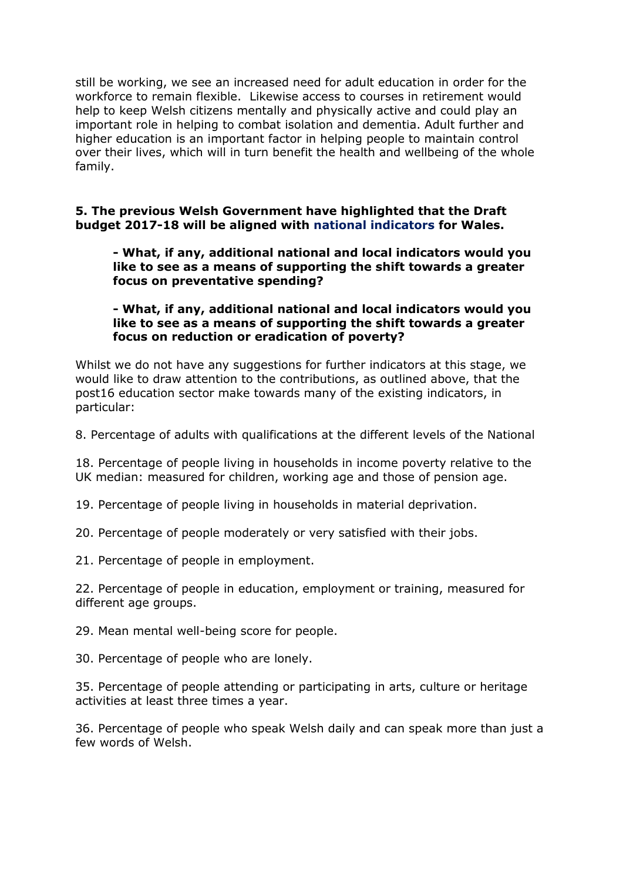still be working, we see an increased need for adult education in order for the workforce to remain flexible. Likewise access to courses in retirement would help to keep Welsh citizens mentally and physically active and could play an important role in helping to combat isolation and dementia. Adult further and higher education is an important factor in helping people to maintain control over their lives, which will in turn benefit the health and wellbeing of the whole family.

**5. The previous Welsh Government have highlighted that the Draft budget 2017-18 will be aligned with national indicators for Wales.**

> **- What, if any, additional national and local indicators would you like to see as a means of supporting the shift towards a greater focus on preventative spending?**
>
> **- What, if any, additional national and local indicators would you like to see as a means of supporting the shift towards a greater focus on reduction or eradication of poverty?**

Whilst we do not have any suggestions for further indicators at this stage, we would like to draw attention to the contributions, as outlined above, that the post16 education sector make towards many of the existing indicators, in particular:

8. Percentage of adults with qualifications at the different levels of the National

18. Percentage of people living in households in income poverty relative to the UK median: measured for children, working age and those of pension age.

19. Percentage of people living in households in material deprivation.

20. Percentage of people moderately or very satisfied with their jobs.

21. Percentage of people in employment.

22. Percentage of people in education, employment or training, measured for different age groups.

29. Mean mental well-being score for people.

30. Percentage of people who are lonely.

35. Percentage of people attending or participating in arts, culture or heritage activities at least three times a year.

36. Percentage of people who speak Welsh daily and can speak more than just a few words of Welsh.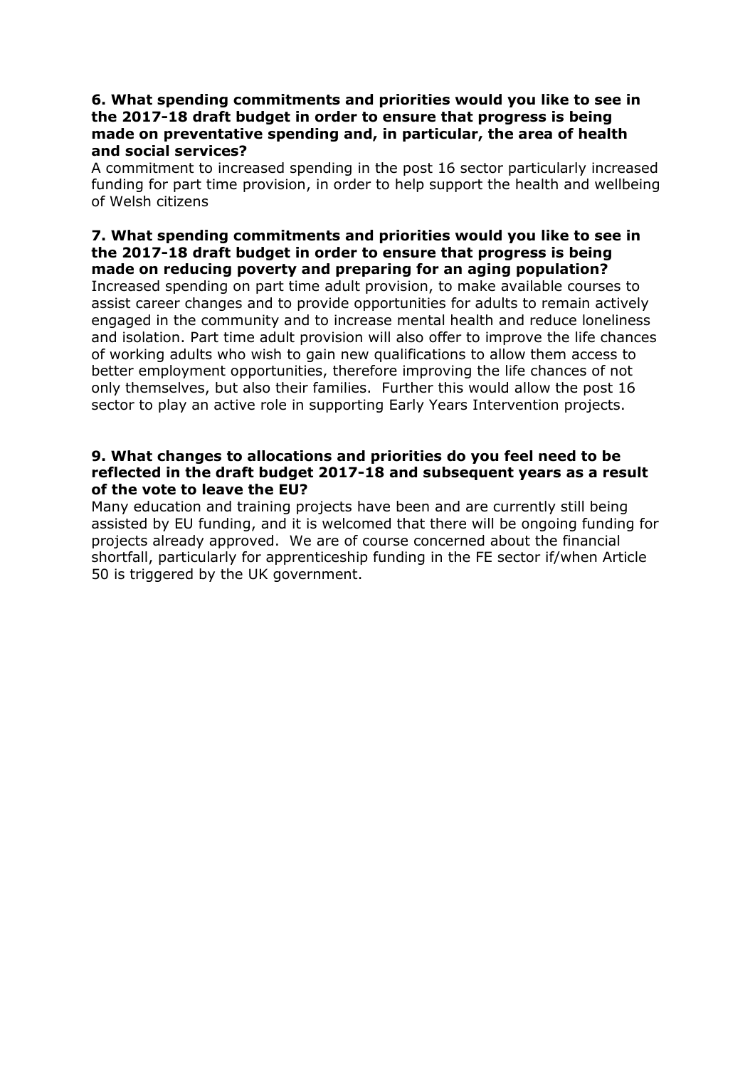**6. What spending commitments and priorities would you like to see in the 2017-18 draft budget in order to ensure that progress is being made on preventative spending and, in particular, the area of health and social services?**

A commitment to increased spending in the post 16 sector particularly increased funding for part time provision, in order to help support the health and wellbeing of Welsh citizens

**7. What spending commitments and priorities would you like to see in the 2017-18 draft budget in order to ensure that progress is being made on reducing poverty and preparing for an aging population?**

Increased spending on part time adult provision, to make available courses to assist career changes and to provide opportunities for adults to remain actively engaged in the community and to increase mental health and reduce loneliness and isolation. Part time adult provision will also offer to improve the life chances of working adults who wish to gain new qualifications to allow them access to better employment opportunities, therefore improving the life chances of not only themselves, but also their families. Further this would allow the post 16 sector to play an active role in supporting Early Years Intervention projects.

**9. What changes to allocations and priorities do you feel need to be reflected in the draft budget 2017-18 and subsequent years as a result of the vote to leave the EU?**

Many education and training projects have been and are currently still being assisted by EU funding, and it is welcomed that there will be ongoing funding for projects already approved. We are of course concerned about the financial shortfall, particularly for apprenticeship funding in the FE sector if/when Article 50 is triggered by the UK government.